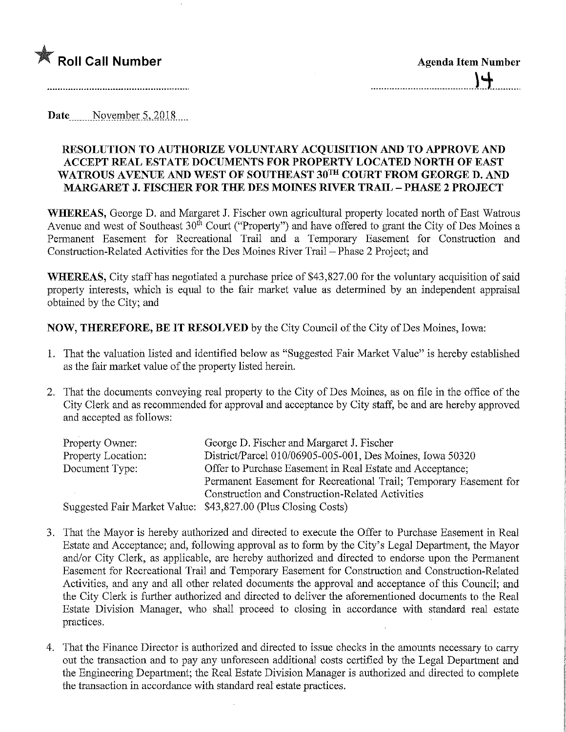★ **Roll Call Number**

**Agenda Item Number**

14

**Date** November 5, 2018

**RESOLUTION TO AUTHORIZE VOLUNTARY ACQUISITION AND TO APPROVE AND ACCEPT REAL ESTATE DOCUMENTS FOR PROPERTY LOCATED NORTH OF EAST WATROUS AVENUE AND WEST OF SOUTHEAST 30TH COURT FROM GEORGE D. AND MARGARET J. FISCHER FOR THE DES MOINES RIVER TRAIL – PHASE 2 PROJECT**

**WHEREAS,** George D. and Margaret J. Fischer own agricultural property located north of East Watrous Avenue and west of Southeast 30th Court ("Property") and have offered to grant the City of Des Moines a Permanent Easement for Recreational Trail and a Temporary Easement for Construction and Construction-Related Activities for the Des Moines River Trail – Phase 2 Project; and

**WHEREAS,** City staff has negotiated a purchase price of $43,827.00 for the voluntary acquisition of said property interests, which is equal to the fair market value as determined by an independent appraisal obtained by the City; and

**NOW, THEREFORE, BE IT RESOLVED** by the City Council of the City of Des Moines, Iowa:

1. That the valuation listed and identified below as "Suggested Fair Market Value" is hereby established as the fair market value of the property listed herein.

2. That the documents conveying real property to the City of Des Moines, as on file in the office of the City Clerk and as recommended for approval and acceptance by City staff, be and are hereby approved and accepted as follows:

| | |
|---|---|
| Property Owner: | George D. Fischer and Margaret J. Fischer |
| Property Location: | District/Parcel 010/06905-005-001, Des Moines, Iowa 50320 |
| Document Type: | Offer to Purchase Easement in Real Estate and Acceptance; Permanent Easement for Recreational Trail; Temporary Easement for Construction and Construction-Related Activities |
| Suggested Fair Market Value: | $43,827.00 (Plus Closing Costs) |

3. That the Mayor is hereby authorized and directed to execute the Offer to Purchase Easement in Real Estate and Acceptance; and, following approval as to form by the City's Legal Department, the Mayor and/or City Clerk, as applicable, are hereby authorized and directed to endorse upon the Permanent Easement for Recreational Trail and Temporary Easement for Construction and Construction-Related Activities, and any and all other related documents the approval and acceptance of this Council; and the City Clerk is further authorized and directed to deliver the aforementioned documents to the Real Estate Division Manager, who shall proceed to closing in accordance with standard real estate practices.

4. That the Finance Director is authorized and directed to issue checks in the amounts necessary to carry out the transaction and to pay any unforeseen additional costs certified by the Legal Department and the Engineering Department; the Real Estate Division Manager is authorized and directed to complete the transaction in accordance with standard real estate practices.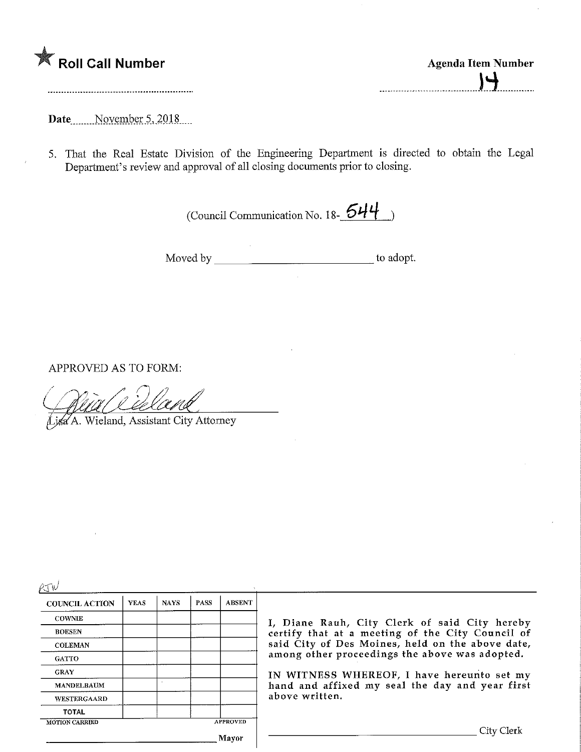★ **Roll Call Number**

**Agenda Item Number**
14

**Date** November 5, 2018

5. That the Real Estate Division of the Engineering Department is directed to obtain the Legal Department's review and approval of all closing documents prior to closing.

(Council Communication No. 18-544)

Moved by ______________________ to adopt.

APPROVED AS TO FORM:

Lisa A. Wieland, Assistant City Attorney

RJW

| COUNCIL ACTION | YEAS | NAYS | PASS | ABSENT |
|---|---|---|---|---|
| COWNIE | | | | |
| BOESEN | | | | |
| COLEMAN | | | | |
| GATTO | | | | |
| GRAY | | | | |
| MANDELBAUM | | | | |
| WESTERGAARD | | | | |
| TOTAL | | | | |
| MOTION CARRIED | | | | APPROVED |

______________________ Mayor

I, Diane Rauh, City Clerk of said City hereby certify that at a meeting of the City Council of said City of Des Moines, held on the above date, among other proceedings the above was adopted.

IN WITNESS WHEREOF, I have hereunto set my hand and affixed my seal the day and year first above written.

______________________ City Clerk